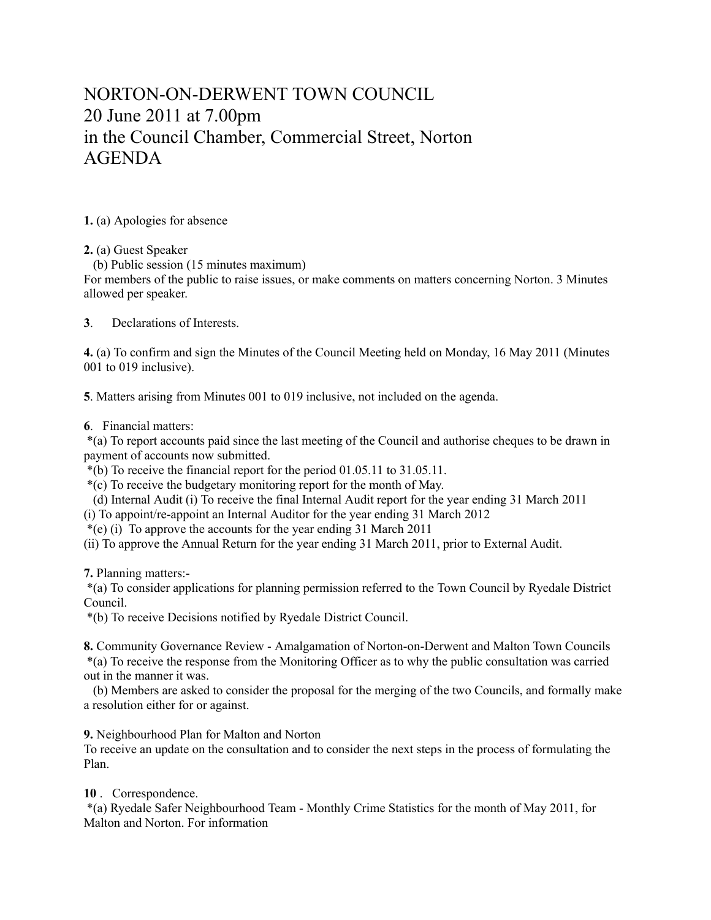# NORTON-ON-DERWENT TOWN COUNCIL
# 20 June 2011 at 7.00pm
# in the Council Chamber, Commercial Street, Norton
# AGENDA

**1.** (a) Apologies for absence

**2.** (a) Guest Speaker
(b) Public session (15 minutes maximum)
For members of the public to raise issues, or make comments on matters concerning Norton. 3 Minutes allowed per speaker.

**3**. Declarations of Interests.

**4.** (a) To confirm and sign the Minutes of the Council Meeting held on Monday, 16 May 2011 (Minutes 001 to 019 inclusive).

**5**. Matters arising from Minutes 001 to 019 inclusive, not included on the agenda.

**6**. Financial matters:
*(a) To report accounts paid since the last meeting of the Council and authorise cheques to be drawn in payment of accounts now submitted.
*(b) To receive the financial report for the period 01.05.11 to 31.05.11.
*(c) To receive the budgetary monitoring report for the month of May.
(d) Internal Audit (i) To receive the final Internal Audit report for the year ending 31 March 2011
(i) To appoint/re-appoint an Internal Auditor for the year ending 31 March 2012
*(e) (i) To approve the accounts for the year ending 31 March 2011
(ii) To approve the Annual Return for the year ending 31 March 2011, prior to External Audit.

**7.** Planning matters:-
*(a) To consider applications for planning permission referred to the Town Council by Ryedale District Council.
*(b) To receive Decisions notified by Ryedale District Council.

**8.** Community Governance Review - Amalgamation of Norton-on-Derwent and Malton Town Councils
*(a) To receive the response from the Monitoring Officer as to why the public consultation was carried out in the manner it was.
(b) Members are asked to consider the proposal for the merging of the two Councils, and formally make a resolution either for or against.

**9.** Neighbourhood Plan for Malton and Norton
To receive an update on the consultation and to consider the next steps in the process of formulating the Plan.

**10** . Correspondence.
*(a) Ryedale Safer Neighbourhood Team - Monthly Crime Statistics for the month of May 2011, for Malton and Norton. For information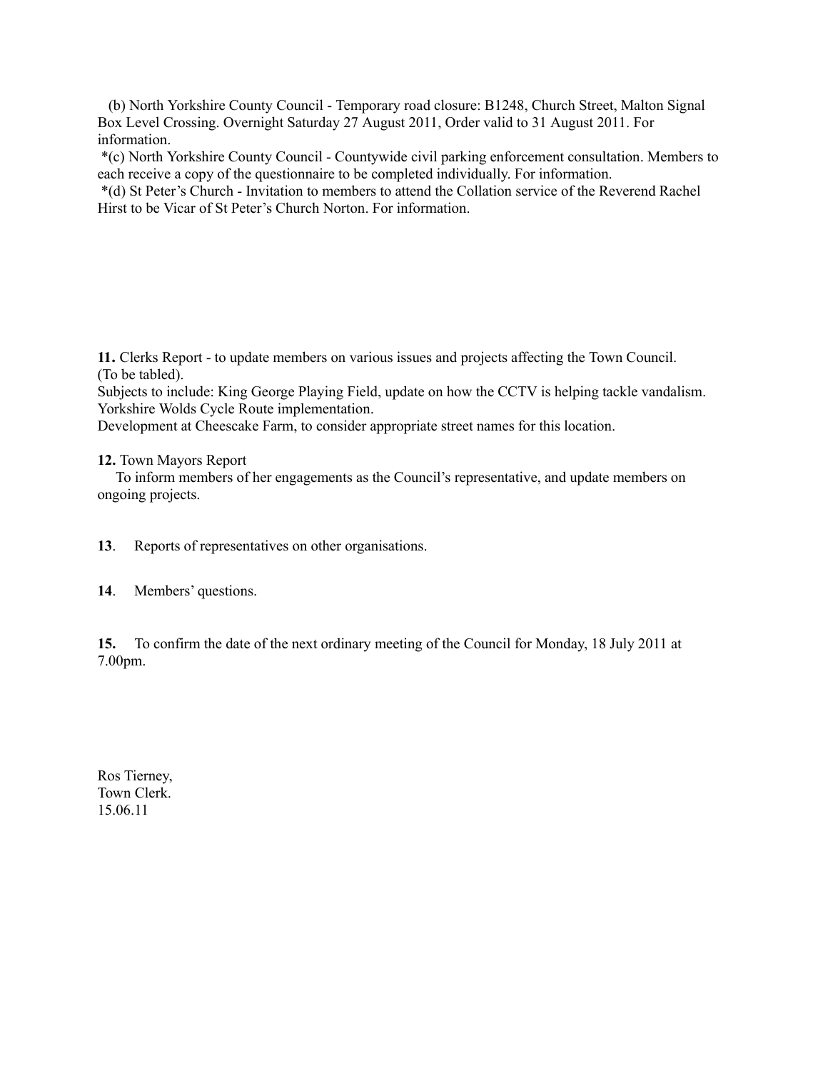(b) North Yorkshire County Council - Temporary road closure: B1248, Church Street, Malton Signal Box Level Crossing. Overnight Saturday 27 August 2011, Order valid to 31 August 2011. For information.

*(c) North Yorkshire County Council - Countywide civil parking enforcement consultation. Members to each receive a copy of the questionnaire to be completed individually. For information.

*(d) St Peter's Church - Invitation to members to attend the Collation service of the Reverend Rachel Hirst to be Vicar of St Peter's Church Norton. For information.

**11.** Clerks Report - to update members on various issues and projects affecting the Town Council. (To be tabled).

Subjects to include: King George Playing Field, update on how the CCTV is helping tackle vandalism. Yorkshire Wolds Cycle Route implementation.

Development at Cheescake Farm, to consider appropriate street names for this location.

**12.** Town Mayors Report

To inform members of her engagements as the Council's representative, and update members on ongoing projects.

**13**. Reports of representatives on other organisations.

**14**. Members' questions.

**15.** To confirm the date of the next ordinary meeting of the Council for Monday, 18 July 2011 at 7.00pm.

Ros Tierney,
Town Clerk.
15.06.11